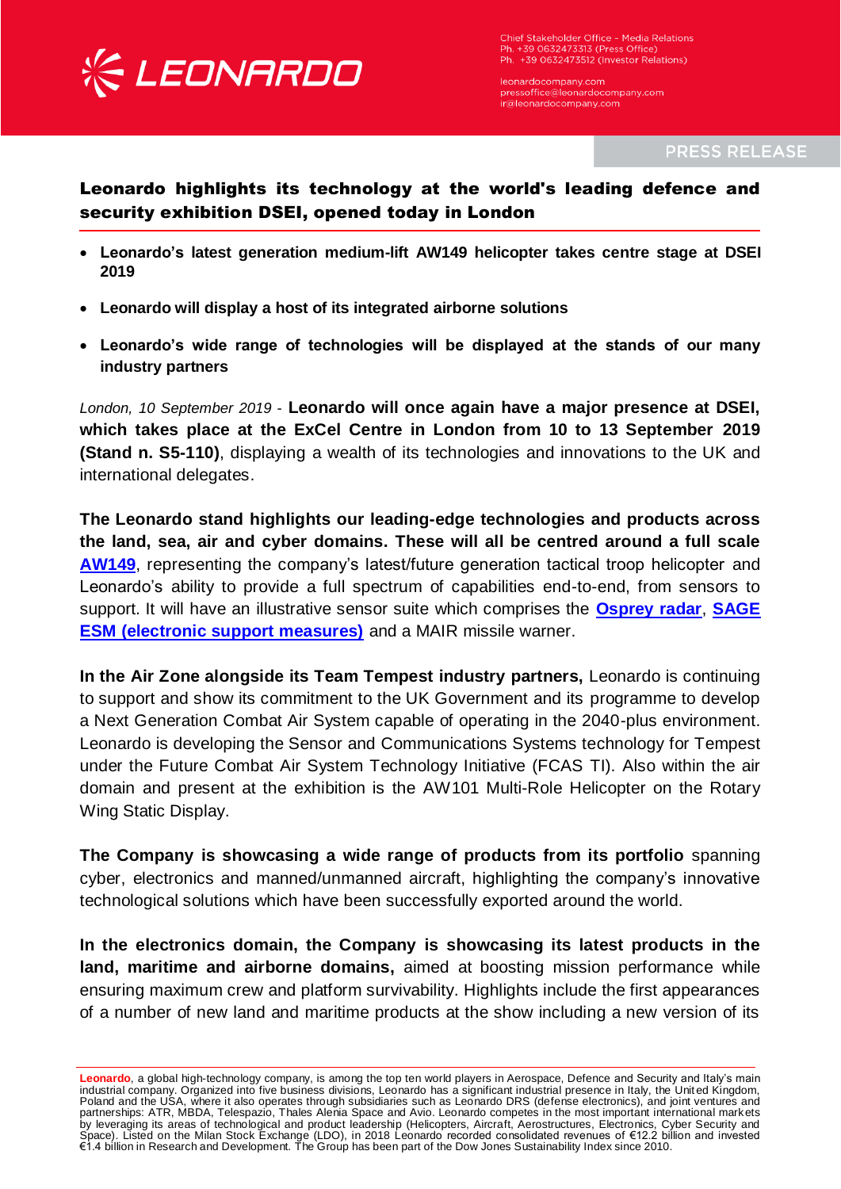Chief Stakeholder Office - Media Relations
Ph. +39 0632473313 (Press Office)
Ph. +39 0632473512 (Investor Relations)

leonardocompany.com
pressoffice@leonardocompany.com
ir@leonardocompany.com

PRESS RELEASE

# Leonardo highlights its technology at the world's leading defence and security exhibition DSEI, opened today in London

- **Leonardo's latest generation medium-lift AW149 helicopter takes centre stage at DSEI 2019**
- **Leonardo will display a host of its integrated airborne solutions**
- **Leonardo's wide range of technologies will be displayed at the stands of our many industry partners**

*London, 10 September 2019* - **Leonardo will once again have a major presence at DSEI, which takes place at the ExCel Centre in London from 10 to 13 September 2019 (Stand n. S5-110)**, displaying a wealth of its technologies and innovations to the UK and international delegates.

**The Leonardo stand highlights our leading-edge technologies and products across the land, sea, air and cyber domains. These will all be centred around a full scale AW149**, representing the company's latest/future generation tactical troop helicopter and Leonardo's ability to provide a full spectrum of capabilities end-to-end, from sensors to support. It will have an illustrative sensor suite which comprises the **Osprey radar**, **SAGE ESM (electronic support measures)** and a MAIR missile warner.

**In the Air Zone alongside its Team Tempest industry partners,** Leonardo is continuing to support and show its commitment to the UK Government and its programme to develop a Next Generation Combat Air System capable of operating in the 2040-plus environment. Leonardo is developing the Sensor and Communications Systems technology for Tempest under the Future Combat Air System Technology Initiative (FCAS TI). Also within the air domain and present at the exhibition is the AW101 Multi-Role Helicopter on the Rotary Wing Static Display.

**The Company is showcasing a wide range of products from its portfolio** spanning cyber, electronics and manned/unmanned aircraft, highlighting the company's innovative technological solutions which have been successfully exported around the world.

**In the electronics domain, the Company is showcasing its latest products in the land, maritime and airborne domains,** aimed at boosting mission performance while ensuring maximum crew and platform survivability. Highlights include the first appearances of a number of new land and maritime products at the show including a new version of its

**Leonardo**, a global high-technology company, is among the top ten world players in Aerospace, Defence and Security and Italy's main industrial company. Organized into five business divisions, Leonardo has a significant industrial presence in Italy, the United Kingdom, Poland and the USA, where it also operates through subsidiaries such as Leonardo DRS (defense electronics), and joint ventures and partnerships: ATR, MBDA, Telespazio, Thales Alenia Space and Avio. Leonardo competes in the most important international markets by leveraging its areas of technological and product leadership (Helicopters, Aircraft, Aerostructures, Electronics, Cyber Security and Space). Listed on the Milan Stock Exchange (LDO), in 2018 Leonardo recorded consolidated revenues of €12.2 billion and invested €1.4 billion in Research and Development. The Group has been part of the Dow Jones Sustainability Index since 2010.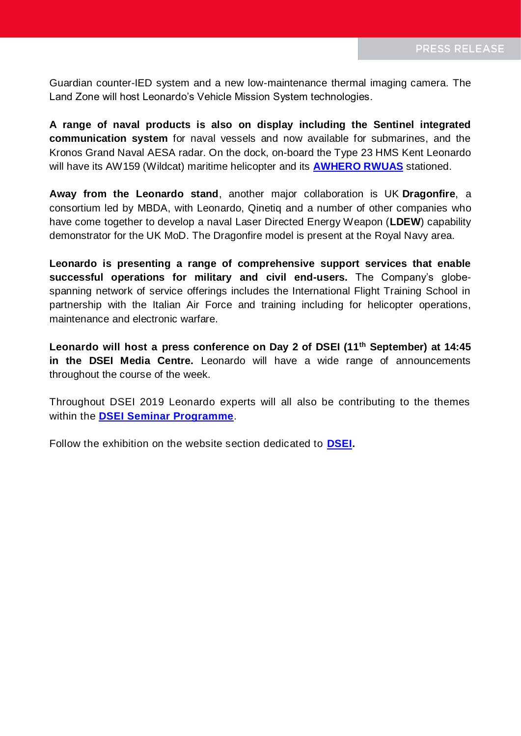Guardian counter-IED system and a new low-maintenance thermal imaging camera. The Land Zone will host Leonardo's Vehicle Mission System technologies.

**A range of naval products is also on display including the Sentinel integrated communication system** for naval vessels and now available for submarines, and the Kronos Grand Naval AESA radar. On the dock, on-board the Type 23 HMS Kent Leonardo will have its AW159 (Wildcat) maritime helicopter and its **AWHERO RWUAS** stationed.

**Away from the Leonardo stand**, another major collaboration is UK **Dragonfire**, a consortium led by MBDA, with Leonardo, Qinetiq and a number of other companies who have come together to develop a naval Laser Directed Energy Weapon (**LDEW**) capability demonstrator for the UK MoD. The Dragonfire model is present at the Royal Navy area.

**Leonardo is presenting a range of comprehensive support services that enable successful operations for military and civil end-users.** The Company's globe-spanning network of service offerings includes the International Flight Training School in partnership with the Italian Air Force and training including for helicopter operations, maintenance and electronic warfare.

**Leonardo will host a press conference on Day 2 of DSEI (11th September) at 14:45 in the DSEI Media Centre.** Leonardo will have a wide range of announcements throughout the course of the week.

Throughout DSEI 2019 Leonardo experts will all also be contributing to the themes within the **DSEI Seminar Programme**.

Follow the exhibition on the website section dedicated to **DSEI.**